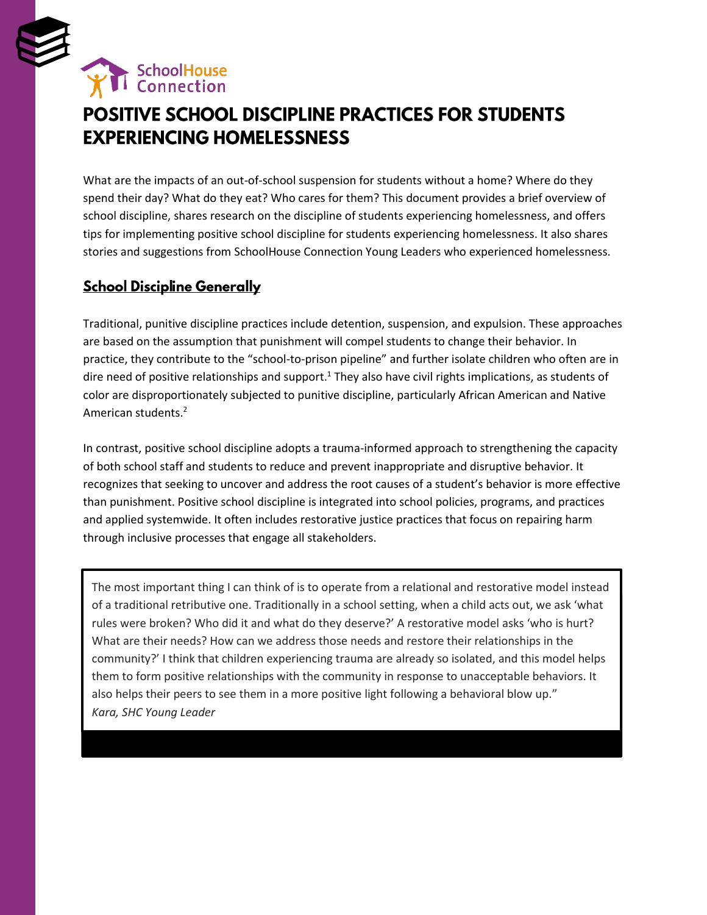SchoolHouse Connection

# POSITIVE SCHOOL DISCIPLINE PRACTICES FOR STUDENTS EXPERIENCING HOMELESSNESS

What are the impacts of an out-of-school suspension for students without a home? Where do they spend their day? What do they eat? Who cares for them? This document provides a brief overview of school discipline, shares research on the discipline of students experiencing homelessness, and offers tips for implementing positive school discipline for students experiencing homelessness. It also shares stories and suggestions from SchoolHouse Connection Young Leaders who experienced homelessness.

## School Discipline Generally

Traditional, punitive discipline practices include detention, suspension, and expulsion. These approaches are based on the assumption that punishment will compel students to change their behavior. In practice, they contribute to the "school-to-prison pipeline" and further isolate children who often are in dire need of positive relationships and support.[1] They also have civil rights implications, as students of color are disproportionately subjected to punitive discipline, particularly African American and Native American students.[2]

In contrast, positive school discipline adopts a trauma-informed approach to strengthening the capacity of both school staff and students to reduce and prevent inappropriate and disruptive behavior. It recognizes that seeking to uncover and address the root causes of a student's behavior is more effective than punishment. Positive school discipline is integrated into school policies, programs, and practices and applied systemwide. It often includes restorative justice practices that focus on repairing harm through inclusive processes that engage all stakeholders.

> The most important thing I can think of is to operate from a relational and restorative model instead of a traditional retributive one. Traditionally in a school setting, when a child acts out, we ask 'what rules were broken? Who did it and what do they deserve?' A restorative model asks 'who is hurt? What are their needs? How can we address those needs and restore their relationships in the community?' I think that children experiencing trauma are already so isolated, and this model helps them to form positive relationships with the community in response to unacceptable behaviors. It also helps their peers to see them in a more positive light following a behavioral blow up."
> *Kara, SHC Young Leader*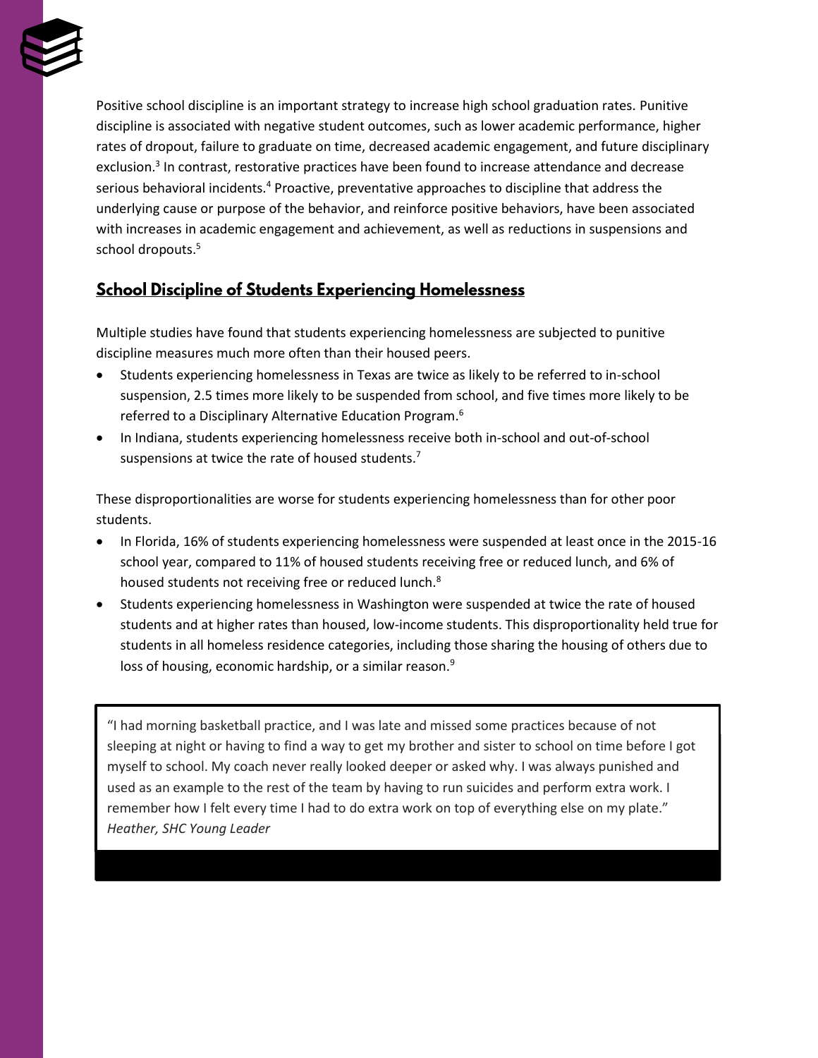Positive school discipline is an important strategy to increase high school graduation rates. Punitive discipline is associated with negative student outcomes, such as lower academic performance, higher rates of dropout, failure to graduate on time, decreased academic engagement, and future disciplinary exclusion.[3] In contrast, restorative practices have been found to increase attendance and decrease serious behavioral incidents.[4] Proactive, preventative approaches to discipline that address the underlying cause or purpose of the behavior, and reinforce positive behaviors, have been associated with increases in academic engagement and achievement, as well as reductions in suspensions and school dropouts.[5]

## School Discipline of Students Experiencing Homelessness

Multiple studies have found that students experiencing homelessness are subjected to punitive discipline measures much more often than their housed peers.

- Students experiencing homelessness in Texas are twice as likely to be referred to in-school suspension, 2.5 times more likely to be suspended from school, and five times more likely to be referred to a Disciplinary Alternative Education Program.[6]
- In Indiana, students experiencing homelessness receive both in-school and out-of-school suspensions at twice the rate of housed students.[7]

These disproportionalities are worse for students experiencing homelessness than for other poor students.

- In Florida, 16% of students experiencing homelessness were suspended at least once in the 2015-16 school year, compared to 11% of housed students receiving free or reduced lunch, and 6% of housed students not receiving free or reduced lunch.[8]
- Students experiencing homelessness in Washington were suspended at twice the rate of housed students and at higher rates than housed, low-income students. This disproportionality held true for students in all homeless residence categories, including those sharing the housing of others due to loss of housing, economic hardship, or a similar reason.[9]

> "I had morning basketball practice, and I was late and missed some practices because of not sleeping at night or having to find a way to get my brother and sister to school on time before I got myself to school. My coach never really looked deeper or asked why. I was always punished and used as an example to the rest of the team by having to run suicides and perform extra work. I remember how I felt every time I had to do extra work on top of everything else on my plate."
> *Heather, SHC Young Leader*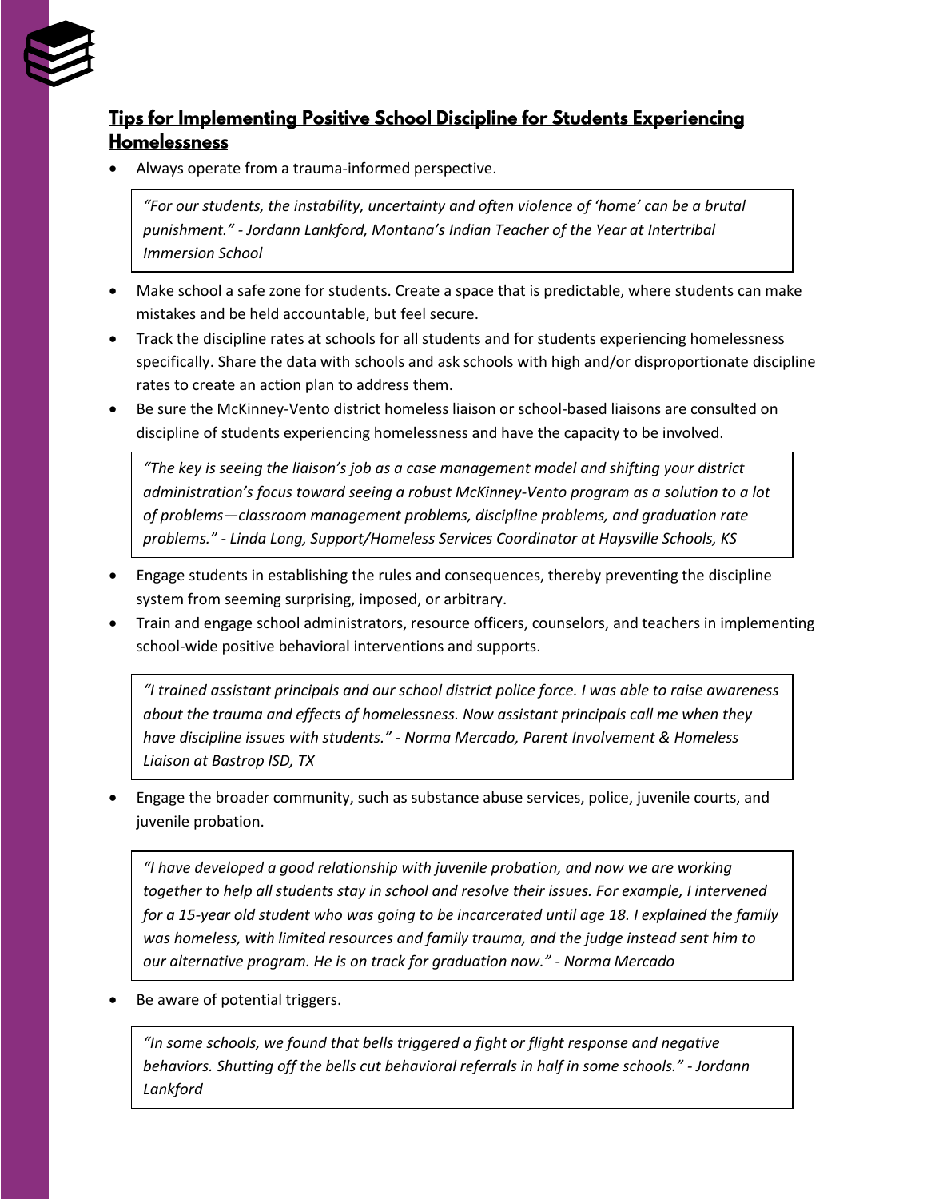## Tips for Implementing Positive School Discipline for Students Experiencing Homelessness

- Always operate from a trauma-informed perspective.

> *"For our students, the instability, uncertainty and often violence of 'home' can be a brutal punishment." - Jordann Lankford, Montana's Indian Teacher of the Year at Intertribal Immersion School*

- Make school a safe zone for students. Create a space that is predictable, where students can make mistakes and be held accountable, but feel secure.
- Track the discipline rates at schools for all students and for students experiencing homelessness specifically. Share the data with schools and ask schools with high and/or disproportionate discipline rates to create an action plan to address them.
- Be sure the McKinney-Vento district homeless liaison or school-based liaisons are consulted on discipline of students experiencing homelessness and have the capacity to be involved.

> *"The key is seeing the liaison's job as a case management model and shifting your district administration's focus toward seeing a robust McKinney-Vento program as a solution to a lot of problems—classroom management problems, discipline problems, and graduation rate problems." - Linda Long, Support/Homeless Services Coordinator at Haysville Schools, KS*

- Engage students in establishing the rules and consequences, thereby preventing the discipline system from seeming surprising, imposed, or arbitrary.
- Train and engage school administrators, resource officers, counselors, and teachers in implementing school-wide positive behavioral interventions and supports.

> *"I trained assistant principals and our school district police force. I was able to raise awareness about the trauma and effects of homelessness. Now assistant principals call me when they have discipline issues with students." - Norma Mercado, Parent Involvement & Homeless Liaison at Bastrop ISD, TX*

- Engage the broader community, such as substance abuse services, police, juvenile courts, and juvenile probation.

> *"I have developed a good relationship with juvenile probation, and now we are working together to help all students stay in school and resolve their issues. For example, I intervened for a 15-year old student who was going to be incarcerated until age 18. I explained the family was homeless, with limited resources and family trauma, and the judge instead sent him to our alternative program. He is on track for graduation now." - Norma Mercado*

- Be aware of potential triggers.

> *"In some schools, we found that bells triggered a fight or flight response and negative behaviors. Shutting off the bells cut behavioral referrals in half in some schools." - Jordann Lankford*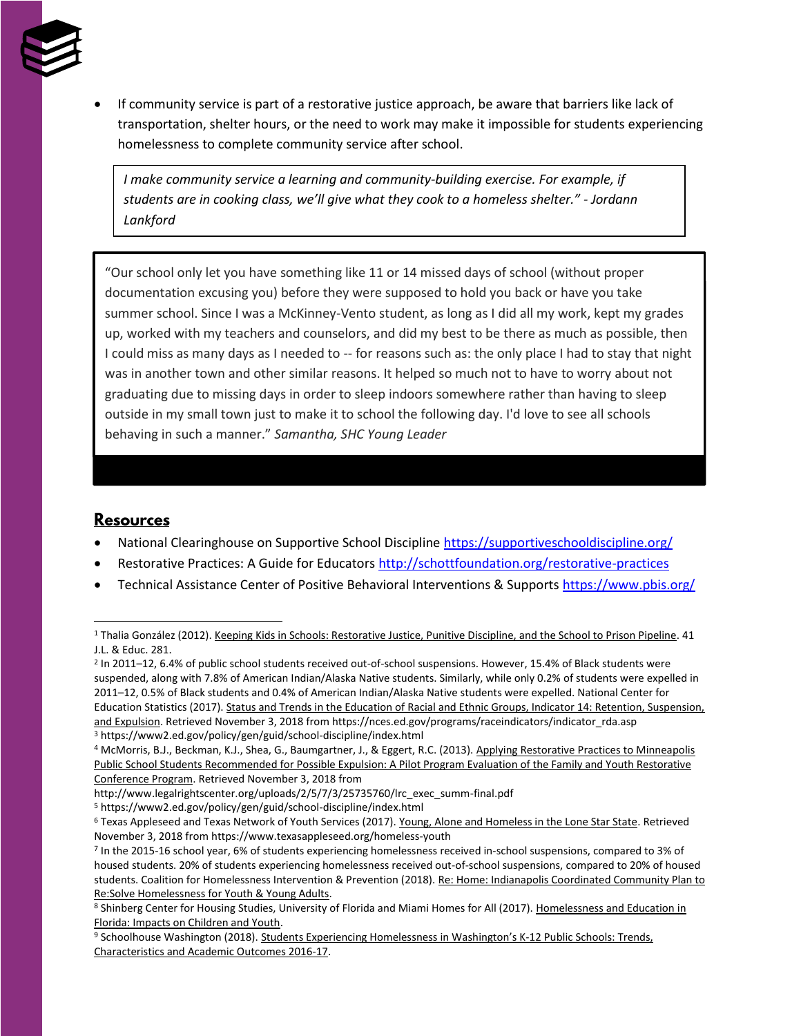- If community service is part of a restorative justice approach, be aware that barriers like lack of transportation, shelter hours, or the need to work may make it impossible for students experiencing homelessness to complete community service after school.

> *I make community service a learning and community-building exercise. For example, if students are in cooking class, we'll give what they cook to a homeless shelter." - Jordann Lankford*

> "Our school only let you have something like 11 or 14 missed days of school (without proper documentation excusing you) before they were supposed to hold you back or have you take summer school. Since I was a McKinney-Vento student, as long as I did all my work, kept my grades up, worked with my teachers and counselors, and did my best to be there as much as possible, then I could miss as many days as I needed to -- for reasons such as: the only place I had to stay that night was in another town and other similar reasons. It helped so much not to have to worry about not graduating due to missing days in order to sleep indoors somewhere rather than having to sleep outside in my small town just to make it to school the following day. I'd love to see all schools behaving in such a manner." *Samantha, SHC Young Leader*

## Resources

- National Clearinghouse on Supportive School Discipline https://supportiveschooldiscipline.org/
- Restorative Practices: A Guide for Educators http://schottfoundation.org/restorative-practices
- Technical Assistance Center of Positive Behavioral Interventions & Supports https://www.pbis.org/

---

[1] Thalia González (2012). Keeping Kids in Schools: Restorative Justice, Punitive Discipline, and the School to Prison Pipeline. 41 J.L. & Educ. 281.

[2] In 2011–12, 6.4% of public school students received out-of-school suspensions. However, 15.4% of Black students were suspended, along with 7.8% of American Indian/Alaska Native students. Similarly, while only 0.2% of students were expelled in 2011–12, 0.5% of Black students and 0.4% of American Indian/Alaska Native students were expelled. National Center for Education Statistics (2017). Status and Trends in the Education of Racial and Ethnic Groups, Indicator 14: Retention, Suspension, and Expulsion. Retrieved November 3, 2018 from https://nces.ed.gov/programs/raceindicators/indicator_rda.asp

[3] https://www2.ed.gov/policy/gen/guid/school-discipline/index.html

[4] McMorris, B.J., Beckman, K.J., Shea, G., Baumgartner, J., & Eggert, R.C. (2013). Applying Restorative Practices to Minneapolis Public School Students Recommended for Possible Expulsion: A Pilot Program Evaluation of the Family and Youth Restorative Conference Program. Retrieved November 3, 2018 from http://www.legalrightscenter.org/uploads/2/5/7/3/25735760/lrc_exec_summ-final.pdf

[5] https://www2.ed.gov/policy/gen/guid/school-discipline/index.html

[6] Texas Appleseed and Texas Network of Youth Services (2017). Young, Alone and Homeless in the Lone Star State. Retrieved November 3, 2018 from https://www.texasappleseed.org/homeless-youth

[7] In the 2015-16 school year, 6% of students experiencing homelessness received in-school suspensions, compared to 3% of housed students. 20% of students experiencing homelessness received out-of-school suspensions, compared to 20% of housed students. Coalition for Homelessness Intervention & Prevention (2018). Re: Home: Indianapolis Coordinated Community Plan to Re:Solve Homelessness for Youth & Young Adults.

[8] Shinberg Center for Housing Studies, University of Florida and Miami Homes for All (2017). Homelessness and Education in Florida: Impacts on Children and Youth.

[9] Schoolhouse Washington (2018). Students Experiencing Homelessness in Washington's K-12 Public Schools: Trends, Characteristics and Academic Outcomes 2016-17.